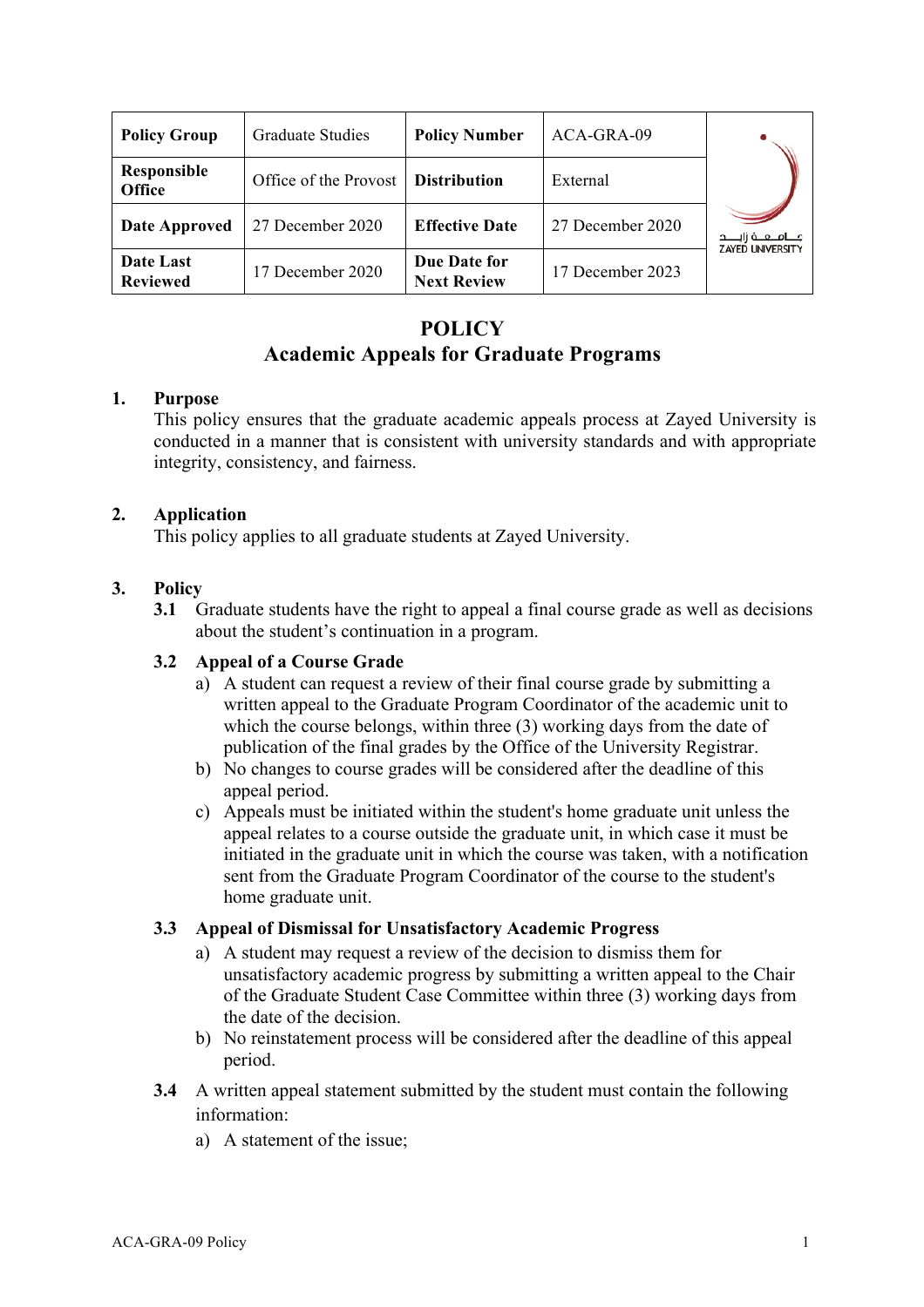| Policy Group | Graduate Studies | Policy Number | ACA-GRA-09 |
|---|---|---|---|
| Responsible Office | Office of the Provost | Distribution | External |
| Date Approved | 27 December 2020 | Effective Date | 27 December 2020 |
| Date Last Reviewed | 17 December 2020 | Due Date for Next Review | 17 December 2023 |

# POLICY
# Academic Appeals for Graduate Programs

## 1. Purpose

This policy ensures that the graduate academic appeals process at Zayed University is conducted in a manner that is consistent with university standards and with appropriate integrity, consistency, and fairness.

## 2. Application

This policy applies to all graduate students at Zayed University.

## 3. Policy

**3.1** Graduate students have the right to appeal a final course grade as well as decisions about the student's continuation in a program.

### 3.2 Appeal of a Course Grade

a) A student can request a review of their final course grade by submitting a written appeal to the Graduate Program Coordinator of the academic unit to which the course belongs, within three (3) working days from the date of publication of the final grades by the Office of the University Registrar.

b) No changes to course grades will be considered after the deadline of this appeal period.

c) Appeals must be initiated within the student's home graduate unit unless the appeal relates to a course outside the graduate unit, in which case it must be initiated in the graduate unit in which the course was taken, with a notification sent from the Graduate Program Coordinator of the course to the student's home graduate unit.

### 3.3 Appeal of Dismissal for Unsatisfactory Academic Progress

a) A student may request a review of the decision to dismiss them for unsatisfactory academic progress by submitting a written appeal to the Chair of the Graduate Student Case Committee within three (3) working days from the date of the decision.

b) No reinstatement process will be considered after the deadline of this appeal period.

**3.4** A written appeal statement submitted by the student must contain the following information:

a) A statement of the issue;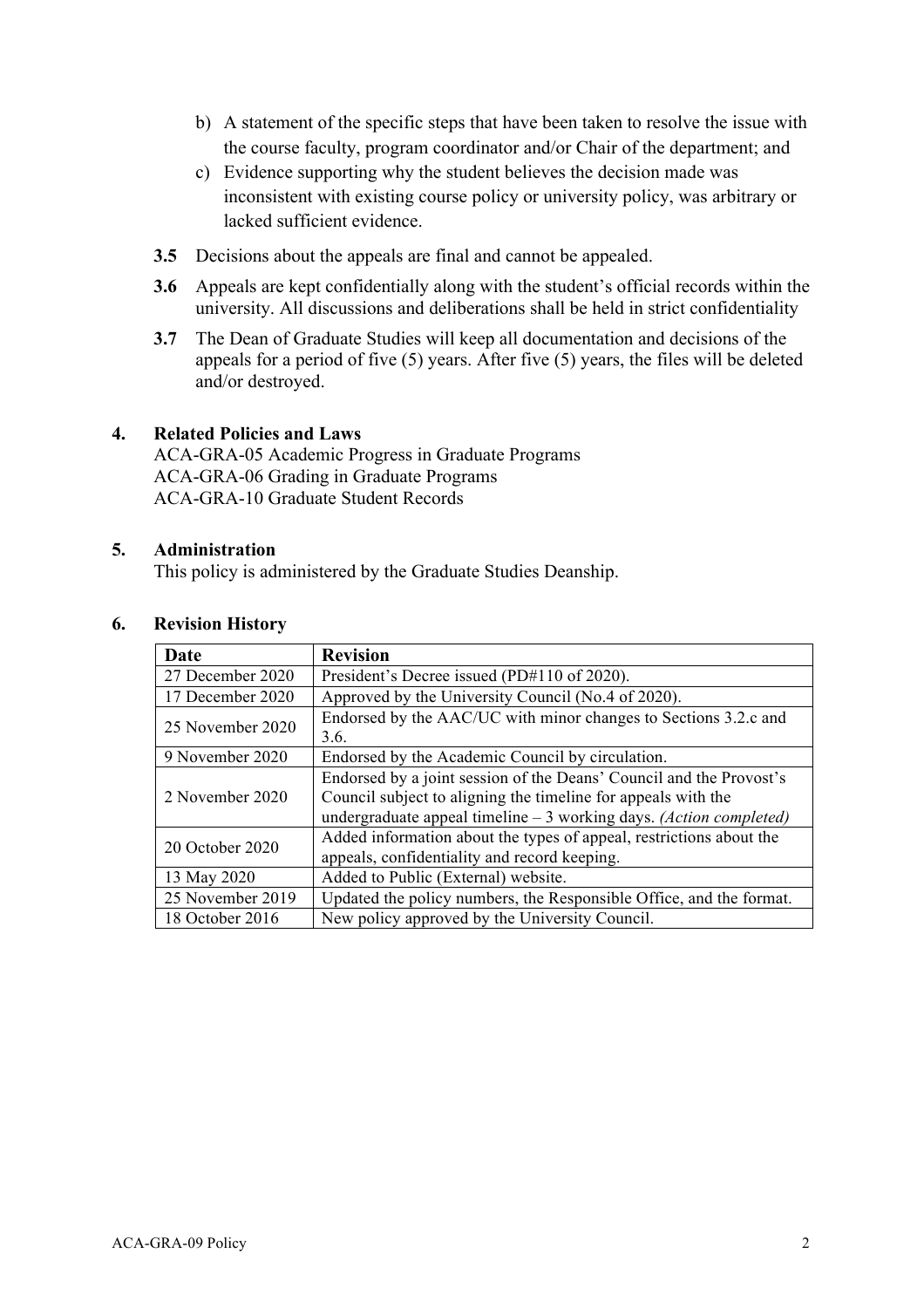b) A statement of the specific steps that have been taken to resolve the issue with the course faculty, program coordinator and/or Chair of the department; and
c) Evidence supporting why the student believes the decision made was inconsistent with existing course policy or university policy, was arbitrary or lacked sufficient evidence.

**3.5** Decisions about the appeals are final and cannot be appealed.

**3.6** Appeals are kept confidentially along with the student's official records within the university. All discussions and deliberations shall be held in strict confidentiality

**3.7** The Dean of Graduate Studies will keep all documentation and decisions of the appeals for a period of five (5) years. After five (5) years, the files will be deleted and/or destroyed.

## 4. Related Policies and Laws

ACA-GRA-05 Academic Progress in Graduate Programs
ACA-GRA-06 Grading in Graduate Programs
ACA-GRA-10 Graduate Student Records

## 5. Administration

This policy is administered by the Graduate Studies Deanship.

## 6. Revision History

| Date | Revision |
|---|---|
| 27 December 2020 | President's Decree issued (PD#110 of 2020). |
| 17 December 2020 | Approved by the University Council (No.4 of 2020). |
| 25 November 2020 | Endorsed by the AAC/UC with minor changes to Sections 3.2.c and 3.6. |
| 9 November 2020 | Endorsed by the Academic Council by circulation. |
| 2 November 2020 | Endorsed by a joint session of the Deans' Council and the Provost's Council subject to aligning the timeline for appeals with the undergraduate appeal timeline – 3 working days. *(Action completed)* |
| 20 October 2020 | Added information about the types of appeal, restrictions about the appeals, confidentiality and record keeping. |
| 13 May 2020 | Added to Public (External) website. |
| 25 November 2019 | Updated the policy numbers, the Responsible Office, and the format. |
| 18 October 2016 | New policy approved by the University Council. |